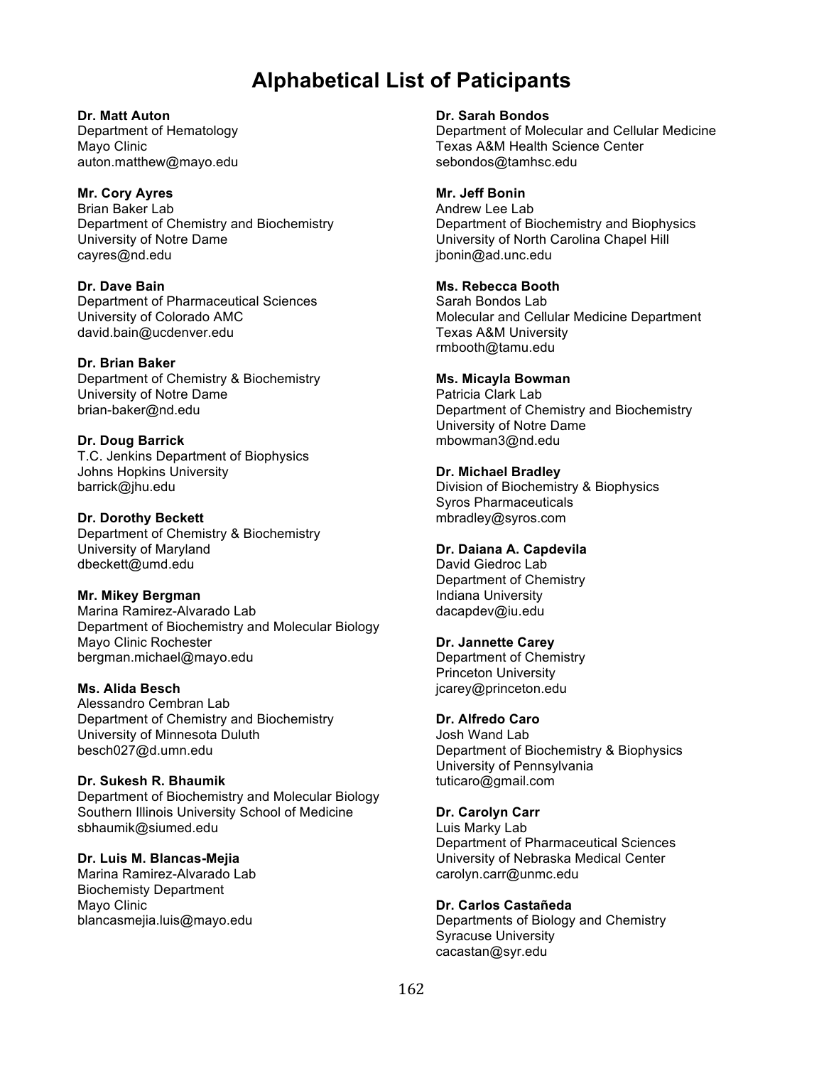# Alphabetical List of Paticipants

**Dr. Matt Auton**
Department of Hematology
Mayo Clinic
auton.matthew@mayo.edu

**Mr. Cory Ayres**
Brian Baker Lab
Department of Chemistry and Biochemistry
University of Notre Dame
cayres@nd.edu

**Dr. Dave Bain**
Department of Pharmaceutical Sciences
University of Colorado AMC
david.bain@ucdenver.edu

**Dr. Brian Baker**
Department of Chemistry & Biochemistry
University of Notre Dame
brian-baker@nd.edu

**Dr. Doug Barrick**
T.C. Jenkins Department of Biophysics
Johns Hopkins University
barrick@jhu.edu

**Dr. Dorothy Beckett**
Department of Chemistry & Biochemistry
University of Maryland
dbeckett@umd.edu

**Mr. Mikey Bergman**
Marina Ramirez-Alvarado Lab
Department of Biochemistry and Molecular Biology
Mayo Clinic Rochester
bergman.michael@mayo.edu

**Ms. Alida Besch**
Alessandro Cembran Lab
Department of Chemistry and Biochemistry
University of Minnesota Duluth
besch027@d.umn.edu

**Dr. Sukesh R. Bhaumik**
Department of Biochemistry and Molecular Biology
Southern Illinois University School of Medicine
sbhaumik@siumed.edu

**Dr. Luis M. Blancas-Mejia**
Marina Ramirez-Alvarado Lab
Biochemisty Department
Mayo Clinic
blancasmejia.luis@mayo.edu

**Dr. Sarah Bondos**
Department of Molecular and Cellular Medicine
Texas A&M Health Science Center
sebondos@tamhsc.edu

**Mr. Jeff Bonin**
Andrew Lee Lab
Department of Biochemistry and Biophysics
University of North Carolina Chapel Hill
jbonin@ad.unc.edu

**Ms. Rebecca Booth**
Sarah Bondos Lab
Molecular and Cellular Medicine Department
Texas A&M University
rmbooth@tamu.edu

**Ms. Micayla Bowman**
Patricia Clark Lab
Department of Chemistry and Biochemistry
University of Notre Dame
mbowman3@nd.edu

**Dr. Michael Bradley**
Division of Biochemistry & Biophysics
Syros Pharmaceuticals
mbradley@syros.com

**Dr. Daiana A. Capdevila**
David Giedroc Lab
Department of Chemistry
Indiana University
dacapdev@iu.edu

**Dr. Jannette Carey**
Department of Chemistry
Princeton University
jcarey@princeton.edu

**Dr. Alfredo Caro**
Josh Wand Lab
Department of Biochemistry & Biophysics
University of Pennsylvania
tuticaro@gmail.com

**Dr. Carolyn Carr**
Luis Marky Lab
Department of Pharmaceutical Sciences
University of Nebraska Medical Center
carolyn.carr@unmc.edu

**Dr. Carlos Castañeda**
Departments of Biology and Chemistry
Syracuse University
cacastan@syr.edu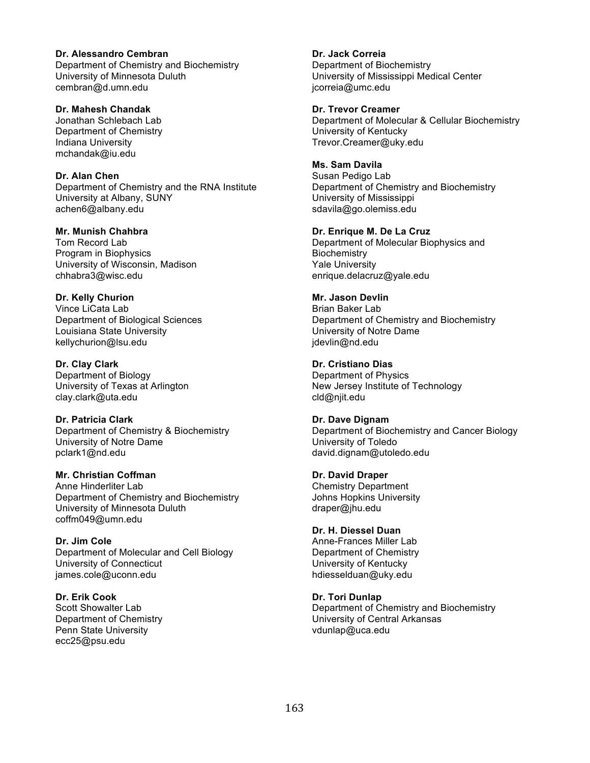**Dr. Alessandro Cembran**
Department of Chemistry and Biochemistry
University of Minnesota Duluth
cembran@d.umn.edu

**Dr. Mahesh Chandak**
Jonathan Schlebach Lab
Department of Chemistry
Indiana University
mchandak@iu.edu

**Dr. Alan Chen**
Department of Chemistry and the RNA Institute
University at Albany, SUNY
achen6@albany.edu

**Mr. Munish Chahbra**
Tom Record Lab
Program in Biophysics
University of Wisconsin, Madison
chhabra3@wisc.edu

**Dr. Kelly Churion**
Vince LiCata Lab
Department of Biological Sciences
Louisiana State University
kellychurion@lsu.edu

**Dr. Clay Clark**
Department of Biology
University of Texas at Arlington
clay.clark@uta.edu

**Dr. Patricia Clark**
Department of Chemistry & Biochemistry
University of Notre Dame
pclark1@nd.edu

**Mr. Christian Coffman**
Anne Hinderliter Lab
Department of Chemistry and Biochemistry
University of Minnesota Duluth
coffm049@umn.edu

**Dr. Jim Cole**
Department of Molecular and Cell Biology
University of Connecticut
james.cole@uconn.edu

**Dr. Erik Cook**
Scott Showalter Lab
Department of Chemistry
Penn State University
ecc25@psu.edu

**Dr. Jack Correia**
Department of Biochemistry
University of Mississippi Medical Center
jcorreia@umc.edu

**Dr. Trevor Creamer**
Department of Molecular & Cellular Biochemistry
University of Kentucky
Trevor.Creamer@uky.edu

**Ms. Sam Davila**
Susan Pedigo Lab
Department of Chemistry and Biochemistry
University of Mississippi
sdavila@go.olemiss.edu

**Dr. Enrique M. De La Cruz**
Department of Molecular Biophysics and Biochemistry
Yale University
enrique.delacruz@yale.edu

**Mr. Jason Devlin**
Brian Baker Lab
Department of Chemistry and Biochemistry
University of Notre Dame
jdevlin@nd.edu

**Dr. Cristiano Dias**
Department of Physics
New Jersey Institute of Technology
cld@njit.edu

**Dr. Dave Dignam**
Department of Biochemistry and Cancer Biology
University of Toledo
david.dignam@utoledo.edu

**Dr. David Draper**
Chemistry Department
Johns Hopkins University
draper@jhu.edu

**Dr. H. Diessel Duan**
Anne-Frances Miller Lab
Department of Chemistry
University of Kentucky
hdiesselduan@uky.edu

**Dr. Tori Dunlap**
Department of Chemistry and Biochemistry
University of Central Arkansas
vdunlap@uca.edu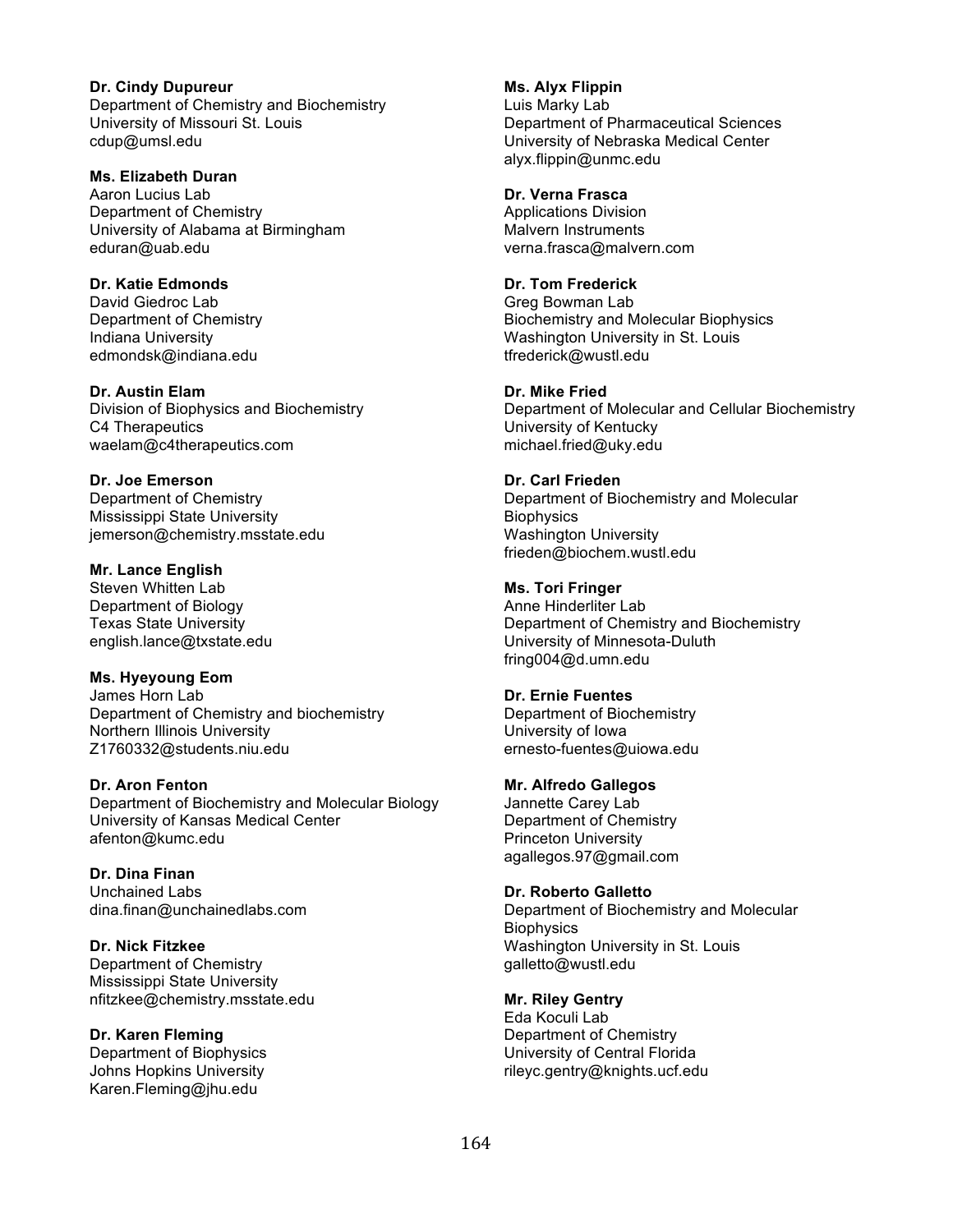**Dr. Cindy Dupureur**
Department of Chemistry and Biochemistry
University of Missouri St. Louis
cdup@umsl.edu

**Ms. Elizabeth Duran**
Aaron Lucius Lab
Department of Chemistry
University of Alabama at Birmingham
eduran@uab.edu

**Dr. Katie Edmonds**
David Giedroc Lab
Department of Chemistry
Indiana University
edmondsk@indiana.edu

**Dr. Austin Elam**
Division of Biophysics and Biochemistry
C4 Therapeutics
waelam@c4therapeutics.com

**Dr. Joe Emerson**
Department of Chemistry
Mississippi State University
jemerson@chemistry.msstate.edu

**Mr. Lance English**
Steven Whitten Lab
Department of Biology
Texas State University
english.lance@txstate.edu

**Ms. Hyeyoung Eom**
James Horn Lab
Department of Chemistry and biochemistry
Northern Illinois University
Z1760332@students.niu.edu

**Dr. Aron Fenton**
Department of Biochemistry and Molecular Biology
University of Kansas Medical Center
afenton@kumc.edu

**Dr. Dina Finan**
Unchained Labs
dina.finan@unchainedlabs.com

**Dr. Nick Fitzkee**
Department of Chemistry
Mississippi State University
nfitzkee@chemistry.msstate.edu

**Dr. Karen Fleming**
Department of Biophysics
Johns Hopkins University
Karen.Fleming@jhu.edu

**Ms. Alyx Flippin**
Luis Marky Lab
Department of Pharmaceutical Sciences
University of Nebraska Medical Center
alyx.flippin@unmc.edu

**Dr. Verna Frasca**
Applications Division
Malvern Instruments
verna.frasca@malvern.com

**Dr. Tom Frederick**
Greg Bowman Lab
Biochemistry and Molecular Biophysics
Washington University in St. Louis
tfrederick@wustl.edu

**Dr. Mike Fried**
Department of Molecular and Cellular Biochemistry
University of Kentucky
michael.fried@uky.edu

**Dr. Carl Frieden**
Department of Biochemistry and Molecular Biophysics
Washington University
frieden@biochem.wustl.edu

**Ms. Tori Fringer**
Anne Hinderliter Lab
Department of Chemistry and Biochemistry
University of Minnesota-Duluth
fring004@d.umn.edu

**Dr. Ernie Fuentes**
Department of Biochemistry
University of Iowa
ernesto-fuentes@uiowa.edu

**Mr. Alfredo Gallegos**
Jannette Carey Lab
Department of Chemistry
Princeton University
agallegos.97@gmail.com

**Dr. Roberto Galletto**
Department of Biochemistry and Molecular Biophysics
Washington University in St. Louis
galletto@wustl.edu

**Mr. Riley Gentry**
Eda Koculi Lab
Department of Chemistry
University of Central Florida
rileyc.gentry@knights.ucf.edu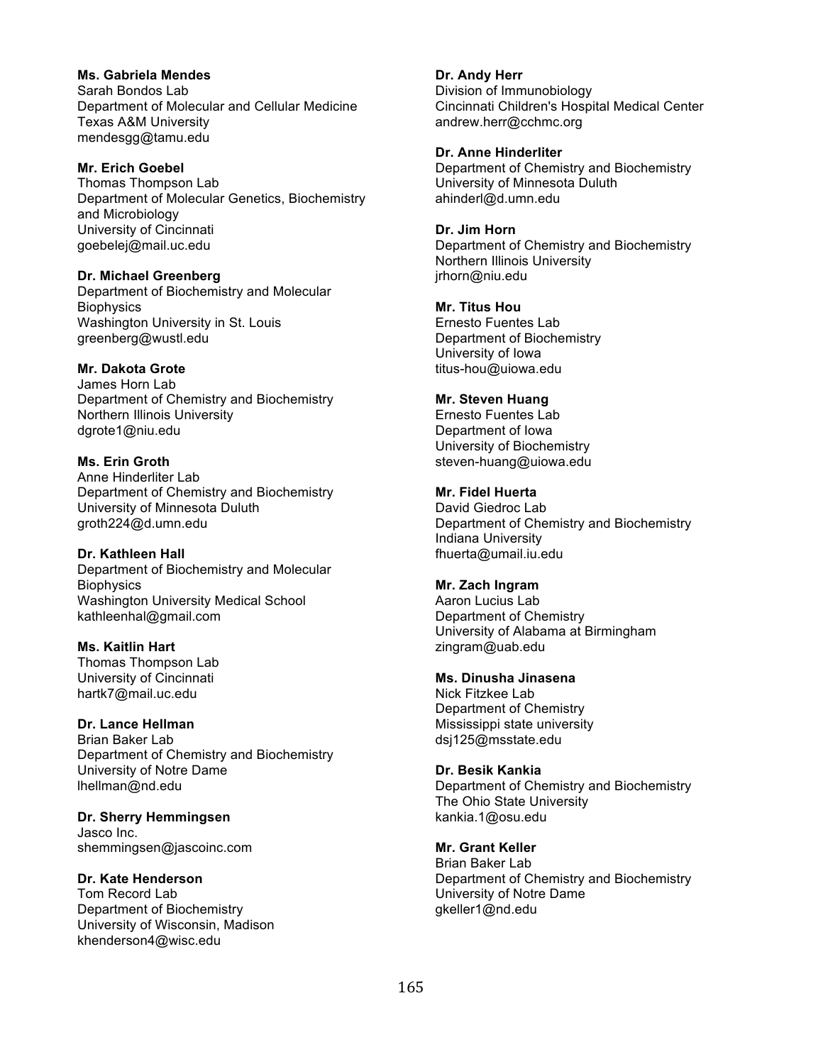**Ms. Gabriela Mendes**
Sarah Bondos Lab
Department of Molecular and Cellular Medicine
Texas A&M University
mendesgg@tamu.edu

**Mr. Erich Goebel**
Thomas Thompson Lab
Department of Molecular Genetics, Biochemistry and Microbiology
University of Cincinnati
goebelej@mail.uc.edu

**Dr. Michael Greenberg**
Department of Biochemistry and Molecular Biophysics
Washington University in St. Louis
greenberg@wustl.edu

**Mr. Dakota Grote**
James Horn Lab
Department of Chemistry and Biochemistry
Northern Illinois University
dgrote1@niu.edu

**Ms. Erin Groth**
Anne Hinderliter Lab
Department of Chemistry and Biochemistry
University of Minnesota Duluth
groth224@d.umn.edu

**Dr. Kathleen Hall**
Department of Biochemistry and Molecular Biophysics
Washington University Medical School
kathleenhal@gmail.com

**Ms. Kaitlin Hart**
Thomas Thompson Lab
University of Cincinnati
hartk7@mail.uc.edu

**Dr. Lance Hellman**
Brian Baker Lab
Department of Chemistry and Biochemistry
University of Notre Dame
lhellman@nd.edu

**Dr. Sherry Hemmingsen**
Jasco Inc.
shemmingsen@jascoinc.com

**Dr. Kate Henderson**
Tom Record Lab
Department of Biochemistry
University of Wisconsin, Madison
khenderson4@wisc.edu

**Dr. Andy Herr**
Division of Immunobiology
Cincinnati Children's Hospital Medical Center
andrew.herr@cchmc.org

**Dr. Anne Hinderliter**
Department of Chemistry and Biochemistry
University of Minnesota Duluth
ahinderl@d.umn.edu

**Dr. Jim Horn**
Department of Chemistry and Biochemistry
Northern Illinois University
jrhorn@niu.edu

**Mr. Titus Hou**
Ernesto Fuentes Lab
Department of Biochemistry
University of Iowa
titus-hou@uiowa.edu

**Mr. Steven Huang**
Ernesto Fuentes Lab
Department of Iowa
University of Biochemistry
steven-huang@uiowa.edu

**Mr. Fidel Huerta**
David Giedroc Lab
Department of Chemistry and Biochemistry
Indiana University
fhuerta@umail.iu.edu

**Mr. Zach Ingram**
Aaron Lucius Lab
Department of Chemistry
University of Alabama at Birmingham
zingram@uab.edu

**Ms. Dinusha Jinasena**
Nick Fitzkee Lab
Department of Chemistry
Mississippi state university
dsj125@msstate.edu

**Dr. Besik Kankia**
Department of Chemistry and Biochemistry
The Ohio State University
kankia.1@osu.edu

**Mr. Grant Keller**
Brian Baker Lab
Department of Chemistry and Biochemistry
University of Notre Dame
gkeller1@nd.edu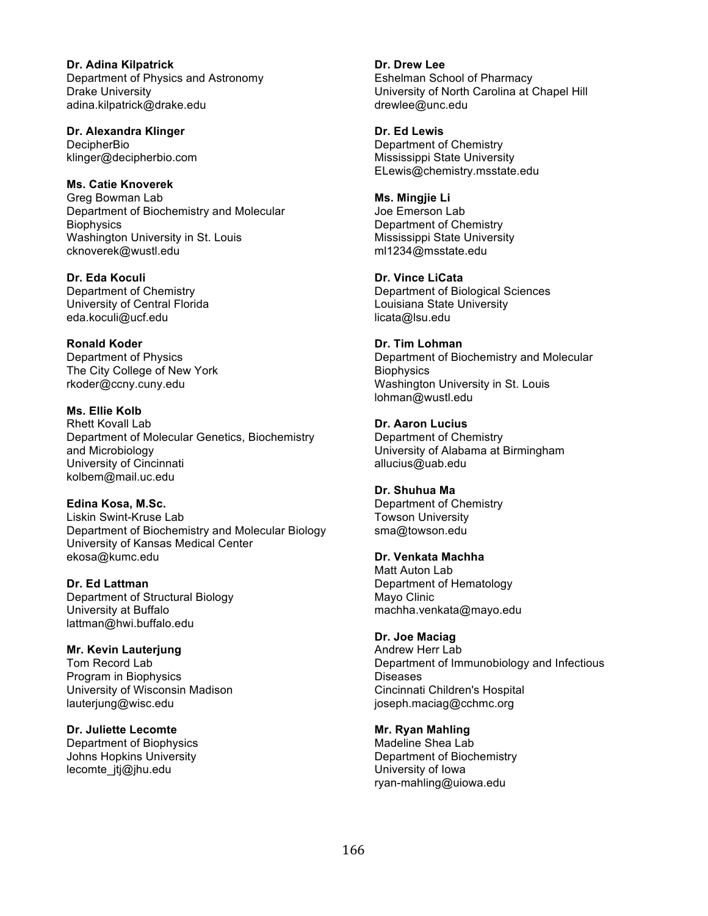**Dr. Adina Kilpatrick**
Department of Physics and Astronomy
Drake University
adina.kilpatrick@drake.edu

**Dr. Alexandra Klinger**
DecipherBio
klinger@decipherbio.com

**Ms. Catie Knoverek**
Greg Bowman Lab
Department of Biochemistry and Molecular Biophysics
Washington University in St. Louis
cknoverek@wustl.edu

**Dr. Eda Koculi**
Department of Chemistry
University of Central Florida
eda.koculi@ucf.edu

**Ronald Koder**
Department of Physics
The City College of New York
rkoder@ccny.cuny.edu

**Ms. Ellie Kolb**
Rhett Kovall Lab
Department of Molecular Genetics, Biochemistry and Microbiology
University of Cincinnati
kolbem@mail.uc.edu

**Edina Kosa, M.Sc.**
Liskin Swint-Kruse Lab
Department of Biochemistry and Molecular Biology
University of Kansas Medical Center
ekosa@kumc.edu

**Dr. Ed Lattman**
Department of Structural Biology
University at Buffalo
lattman@hwi.buffalo.edu

**Mr. Kevin Lauterjung**
Tom Record Lab
Program in Biophysics
University of Wisconsin Madison
lauterjung@wisc.edu

**Dr. Juliette Lecomte**
Department of Biophysics
Johns Hopkins University
lecomte_jtj@jhu.edu

**Dr. Drew Lee**
Eshelman School of Pharmacy
University of North Carolina at Chapel Hill
drewlee@unc.edu

**Dr. Ed Lewis**
Department of Chemistry
Mississippi State University
ELewis@chemistry.msstate.edu

**Ms. Mingjie Li**
Joe Emerson Lab
Department of Chemistry
Mississippi State University
ml1234@msstate.edu

**Dr. Vince LiCata**
Department of Biological Sciences
Louisiana State University
licata@lsu.edu

**Dr. Tim Lohman**
Department of Biochemistry and Molecular Biophysics
Washington University in St. Louis
lohman@wustl.edu

**Dr. Aaron Lucius**
Department of Chemistry
University of Alabama at Birmingham
allucius@uab.edu

**Dr. Shuhua Ma**
Department of Chemistry
Towson University
sma@towson.edu

**Dr. Venkata Machha**
Matt Auton Lab
Department of Hematology
Mayo Clinic
machha.venkata@mayo.edu

**Dr. Joe Maciag**
Andrew Herr Lab
Department of Immunobiology and Infectious Diseases
Cincinnati Children's Hospital
joseph.maciag@cchmc.org

**Mr. Ryan Mahling**
Madeline Shea Lab
Department of Biochemistry
University of Iowa
ryan-mahling@uiowa.edu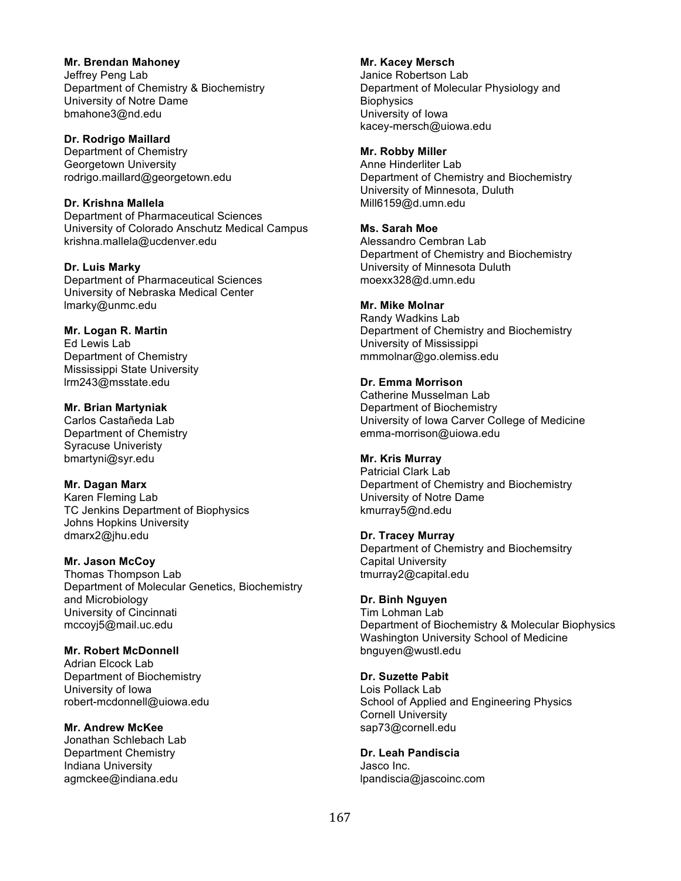**Mr. Brendan Mahoney**
Jeffrey Peng Lab
Department of Chemistry & Biochemistry
University of Notre Dame
bmahone3@nd.edu

**Dr. Rodrigo Maillard**
Department of Chemistry
Georgetown University
rodrigo.maillard@georgetown.edu

**Dr. Krishna Mallela**
Department of Pharmaceutical Sciences
University of Colorado Anschutz Medical Campus
krishna.mallela@ucdenver.edu

**Dr. Luis Marky**
Department of Pharmaceutical Sciences
University of Nebraska Medical Center
lmarky@unmc.edu

**Mr. Logan R. Martin**
Ed Lewis Lab
Department of Chemistry
Mississippi State University
lrm243@msstate.edu

**Mr. Brian Martyniak**
Carlos Castañeda Lab
Department of Chemistry
Syracuse Univeristy
bmartyni@syr.edu

**Mr. Dagan Marx**
Karen Fleming Lab
TC Jenkins Department of Biophysics
Johns Hopkins University
dmarx2@jhu.edu

**Mr. Jason McCoy**
Thomas Thompson Lab
Department of Molecular Genetics, Biochemistry and Microbiology
University of Cincinnati
mccoyj5@mail.uc.edu

**Mr. Robert McDonnell**
Adrian Elcock Lab
Department of Biochemistry
University of Iowa
robert-mcdonnell@uiowa.edu

**Mr. Andrew McKee**
Jonathan Schlebach Lab
Department Chemistry
Indiana University
agmckee@indiana.edu

**Mr. Kacey Mersch**
Janice Robertson Lab
Department of Molecular Physiology and Biophysics
University of Iowa
kacey-mersch@uiowa.edu

**Mr. Robby Miller**
Anne Hinderliter Lab
Department of Chemistry and Biochemistry
University of Minnesota, Duluth
Mill6159@d.umn.edu

**Ms. Sarah Moe**
Alessandro Cembran Lab
Department of Chemistry and Biochemistry
University of Minnesota Duluth
moexx328@d.umn.edu

**Mr. Mike Molnar**
Randy Wadkins Lab
Department of Chemistry and Biochemistry
University of Mississippi
mmmolnar@go.olemiss.edu

**Dr. Emma Morrison**
Catherine Musselman Lab
Department of Biochemistry
University of Iowa Carver College of Medicine
emma-morrison@uiowa.edu

**Mr. Kris Murray**
Patricial Clark Lab
Department of Chemistry and Biochemistry
University of Notre Dame
kmurray5@nd.edu

**Dr. Tracey Murray**
Department of Chemistry and Biochemsitry
Capital University
tmurray2@capital.edu

**Dr. Binh Nguyen**
Tim Lohman Lab
Department of Biochemistry & Molecular Biophysics
Washington University School of Medicine
bnguyen@wustl.edu

**Dr. Suzette Pabit**
Lois Pollack Lab
School of Applied and Engineering Physics
Cornell University
sap73@cornell.edu

**Dr. Leah Pandiscia**
Jasco Inc.
lpandiscia@jascoinc.com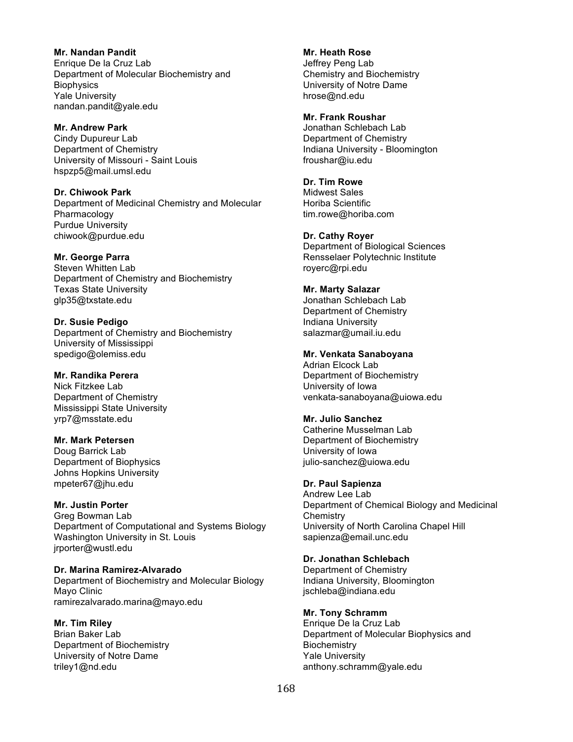**Mr. Nandan Pandit**
Enrique De la Cruz Lab
Department of Molecular Biochemistry and Biophysics
Yale University
nandan.pandit@yale.edu

**Mr. Andrew Park**
Cindy Dupureur Lab
Department of Chemistry
University of Missouri - Saint Louis
hspzp5@mail.umsl.edu

**Dr. Chiwook Park**
Department of Medicinal Chemistry and Molecular Pharmacology
Purdue University
chiwook@purdue.edu

**Mr. George Parra**
Steven Whitten Lab
Department of Chemistry and Biochemistry
Texas State University
glp35@txstate.edu

**Dr. Susie Pedigo**
Department of Chemistry and Biochemistry
University of Mississippi
spedigo@olemiss.edu

**Mr. Randika Perera**
Nick Fitzkee Lab
Department of Chemistry
Mississippi State University
yrp7@msstate.edu

**Mr. Mark Petersen**
Doug Barrick Lab
Department of Biophysics
Johns Hopkins University
mpeter67@jhu.edu

**Mr. Justin Porter**
Greg Bowman Lab
Department of Computational and Systems Biology
Washington University in St. Louis
jrporter@wustl.edu

**Dr. Marina Ramirez-Alvarado**
Department of Biochemistry and Molecular Biology
Mayo Clinic
ramirezalvarado.marina@mayo.edu

**Mr. Tim Riley**
Brian Baker Lab
Department of Biochemistry
University of Notre Dame
triley1@nd.edu

**Mr. Heath Rose**
Jeffrey Peng Lab
Chemistry and Biochemistry
University of Notre Dame
hrose@nd.edu

**Mr. Frank Roushar**
Jonathan Schlebach Lab
Department of Chemistry
Indiana University - Bloomington
froushar@iu.edu

**Dr. Tim Rowe**
Midwest Sales
Horiba Scientific
tim.rowe@horiba.com

**Dr. Cathy Royer**
Department of Biological Sciences
Rensselaer Polytechnic Institute
royerc@rpi.edu

**Mr. Marty Salazar**
Jonathan Schlebach Lab
Department of Chemistry
Indiana University
salazmar@umail.iu.edu

**Mr. Venkata Sanaboyana**
Adrian Elcock Lab
Department of Biochemistry
University of Iowa
venkata-sanaboyana@uiowa.edu

**Mr. Julio Sanchez**
Catherine Musselman Lab
Department of Biochemistry
University of Iowa
julio-sanchez@uiowa.edu

**Dr. Paul Sapienza**
Andrew Lee Lab
Department of Chemical Biology and Medicinal Chemistry
University of North Carolina Chapel Hill
sapienza@email.unc.edu

**Dr. Jonathan Schlebach**
Department of Chemistry
Indiana University, Bloomington
jschleba@indiana.edu

**Mr. Tony Schramm**
Enrique De la Cruz Lab
Department of Molecular Biophysics and Biochemistry
Yale University
anthony.schramm@yale.edu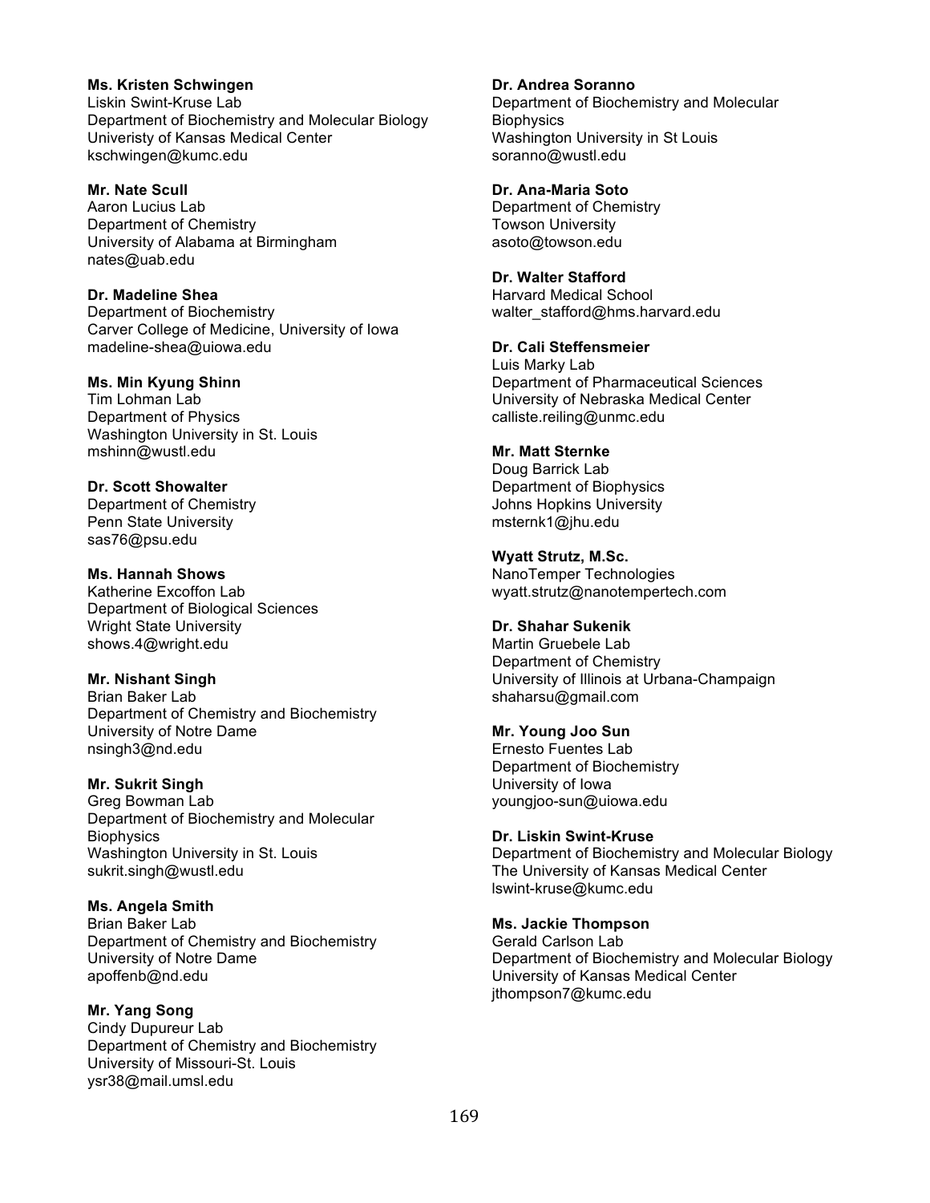**Ms. Kristen Schwingen**
Liskin Swint-Kruse Lab
Department of Biochemistry and Molecular Biology
Univeristy of Kansas Medical Center
kschwingen@kumc.edu

**Mr. Nate Scull**
Aaron Lucius Lab
Department of Chemistry
University of Alabama at Birmingham
nates@uab.edu

**Dr. Madeline Shea**
Department of Biochemistry
Carver College of Medicine, University of Iowa
madeline-shea@uiowa.edu

**Ms. Min Kyung Shinn**
Tim Lohman Lab
Department of Physics
Washington University in St. Louis
mshinn@wustl.edu

**Dr. Scott Showalter**
Department of Chemistry
Penn State University
sas76@psu.edu

**Ms. Hannah Shows**
Katherine Excoffon Lab
Department of Biological Sciences
Wright State University
shows.4@wright.edu

**Mr. Nishant Singh**
Brian Baker Lab
Department of Chemistry and Biochemistry
University of Notre Dame
nsingh3@nd.edu

**Mr. Sukrit Singh**
Greg Bowman Lab
Department of Biochemistry and Molecular Biophysics
Washington University in St. Louis
sukrit.singh@wustl.edu

**Ms. Angela Smith**
Brian Baker Lab
Department of Chemistry and Biochemistry
University of Notre Dame
apoffenb@nd.edu

**Mr. Yang Song**
Cindy Dupureur Lab
Department of Chemistry and Biochemistry
University of Missouri-St. Louis
ysr38@mail.umsl.edu

**Dr. Andrea Soranno**
Department of Biochemistry and Molecular Biophysics
Washington University in St Louis
soranno@wustl.edu

**Dr. Ana-Maria Soto**
Department of Chemistry
Towson University
asoto@towson.edu

**Dr. Walter Stafford**
Harvard Medical School
walter_stafford@hms.harvard.edu

**Dr. Cali Steffensmeier**
Luis Marky Lab
Department of Pharmaceutical Sciences
University of Nebraska Medical Center
calliste.reiling@unmc.edu

**Mr. Matt Sternke**
Doug Barrick Lab
Department of Biophysics
Johns Hopkins University
msternk1@jhu.edu

**Wyatt Strutz, M.Sc.**
NanoTemper Technologies
wyatt.strutz@nanotempertech.com

**Dr. Shahar Sukenik**
Martin Gruebele Lab
Department of Chemistry
University of Illinois at Urbana-Champaign
shaharsu@gmail.com

**Mr. Young Joo Sun**
Ernesto Fuentes Lab
Department of Biochemistry
University of Iowa
youngjoo-sun@uiowa.edu

**Dr. Liskin Swint-Kruse**
Department of Biochemistry and Molecular Biology
The University of Kansas Medical Center
lswint-kruse@kumc.edu

**Ms. Jackie Thompson**
Gerald Carlson Lab
Department of Biochemistry and Molecular Biology
University of Kansas Medical Center
jthompson7@kumc.edu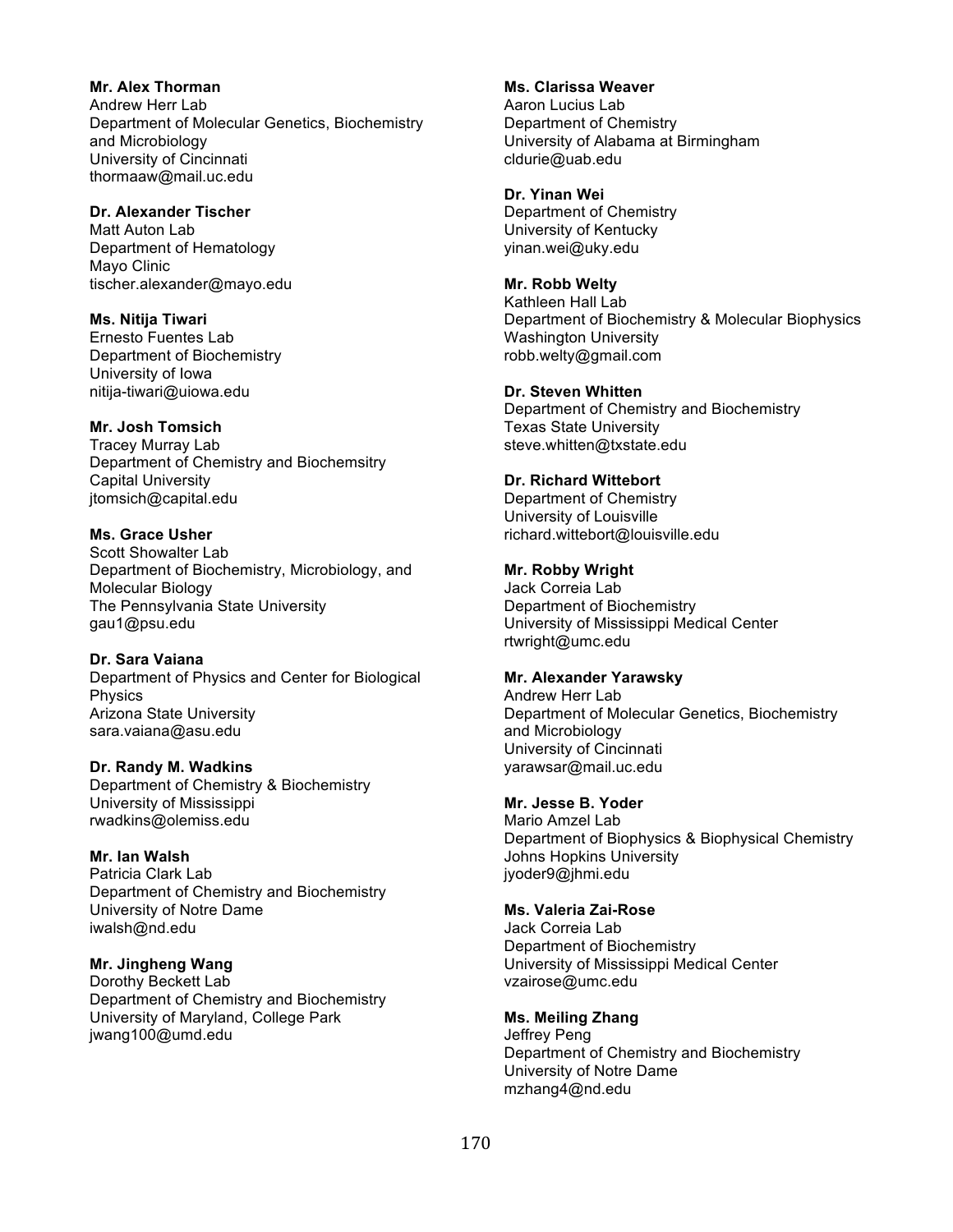**Mr. Alex Thorman**
Andrew Herr Lab
Department of Molecular Genetics, Biochemistry and Microbiology
University of Cincinnati
thormaaw@mail.uc.edu

**Dr. Alexander Tischer**
Matt Auton Lab
Department of Hematology
Mayo Clinic
tischer.alexander@mayo.edu

**Ms. Nitija Tiwari**
Ernesto Fuentes Lab
Department of Biochemistry
University of Iowa
nitija-tiwari@uiowa.edu

**Mr. Josh Tomsich**
Tracey Murray Lab
Department of Chemistry and Biochemsitry
Capital University
jtomsich@capital.edu

**Ms. Grace Usher**
Scott Showalter Lab
Department of Biochemistry, Microbiology, and Molecular Biology
The Pennsylvania State University
gau1@psu.edu

**Dr. Sara Vaiana**
Department of Physics and Center for Biological Physics
Arizona State University
sara.vaiana@asu.edu

**Dr. Randy M. Wadkins**
Department of Chemistry & Biochemistry
University of Mississippi
rwadkins@olemiss.edu

**Mr. Ian Walsh**
Patricia Clark Lab
Department of Chemistry and Biochemistry
University of Notre Dame
iwalsh@nd.edu

**Mr. Jingheng Wang**
Dorothy Beckett Lab
Department of Chemistry and Biochemistry
University of Maryland, College Park
jwang100@umd.edu

**Ms. Clarissa Weaver**
Aaron Lucius Lab
Department of Chemistry
University of Alabama at Birmingham
cldurie@uab.edu

**Dr. Yinan Wei**
Department of Chemistry
University of Kentucky
yinan.wei@uky.edu

**Mr. Robb Welty**
Kathleen Hall Lab
Department of Biochemistry & Molecular Biophysics
Washington University
robb.welty@gmail.com

**Dr. Steven Whitten**
Department of Chemistry and Biochemistry
Texas State University
steve.whitten@txstate.edu

**Dr. Richard Wittebort**
Department of Chemistry
University of Louisville
richard.wittebort@louisville.edu

**Mr. Robby Wright**
Jack Correia Lab
Department of Biochemistry
University of Mississippi Medical Center
rtwright@umc.edu

**Mr. Alexander Yarawsky**
Andrew Herr Lab
Department of Molecular Genetics, Biochemistry and Microbiology
University of Cincinnati
yarawsar@mail.uc.edu

**Mr. Jesse B. Yoder**
Mario Amzel Lab
Department of Biophysics & Biophysical Chemistry
Johns Hopkins University
jyoder9@jhmi.edu

**Ms. Valeria Zai-Rose**
Jack Correia Lab
Department of Biochemistry
University of Mississippi Medical Center
vzairose@umc.edu

**Ms. Meiling Zhang**
Jeffrey Peng
Department of Chemistry and Biochemistry
University of Notre Dame
mzhang4@nd.edu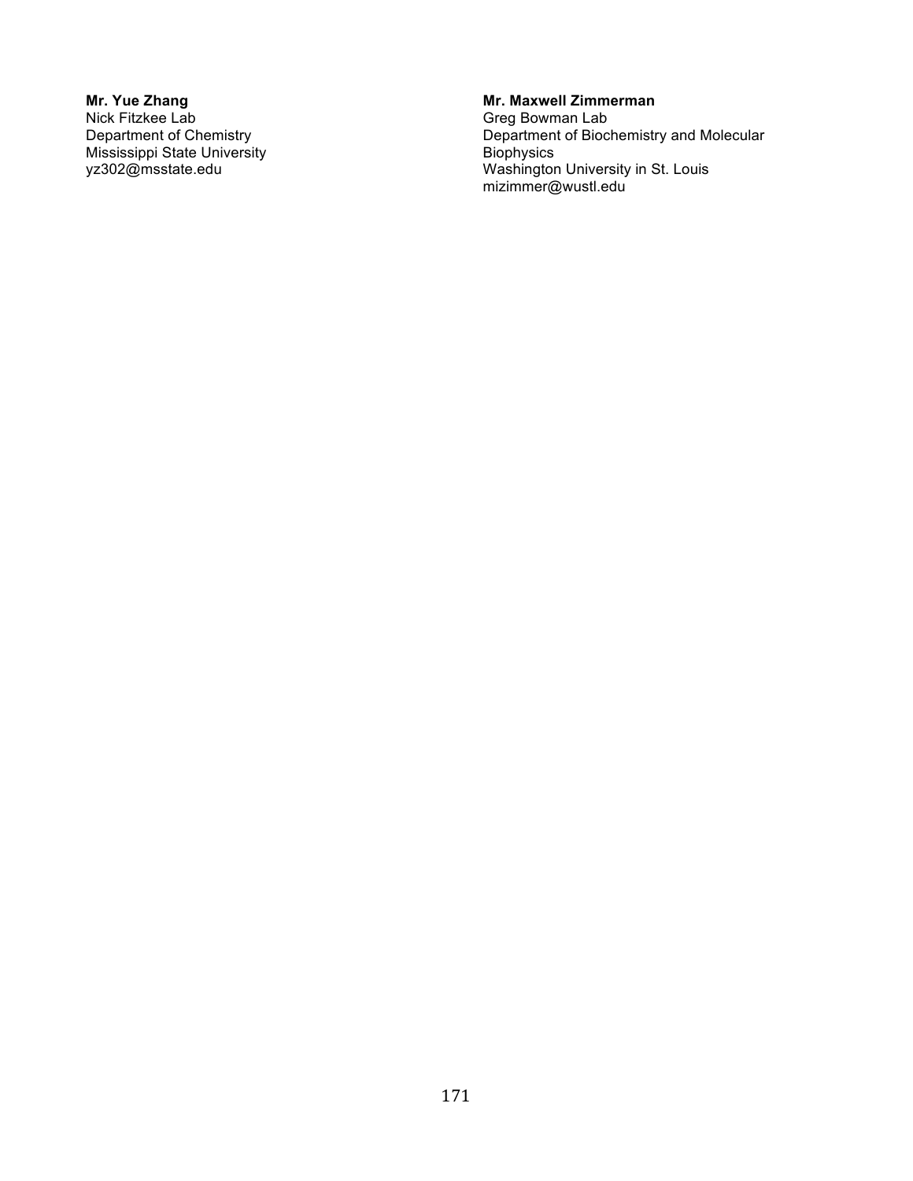**Mr. Yue Zhang**
Nick Fitzkee Lab
Department of Chemistry
Mississippi State University
yz302@msstate.edu

**Mr. Maxwell Zimmerman**
Greg Bowman Lab
Department of Biochemistry and Molecular Biophysics
Washington University in St. Louis
mizimmer@wustl.edu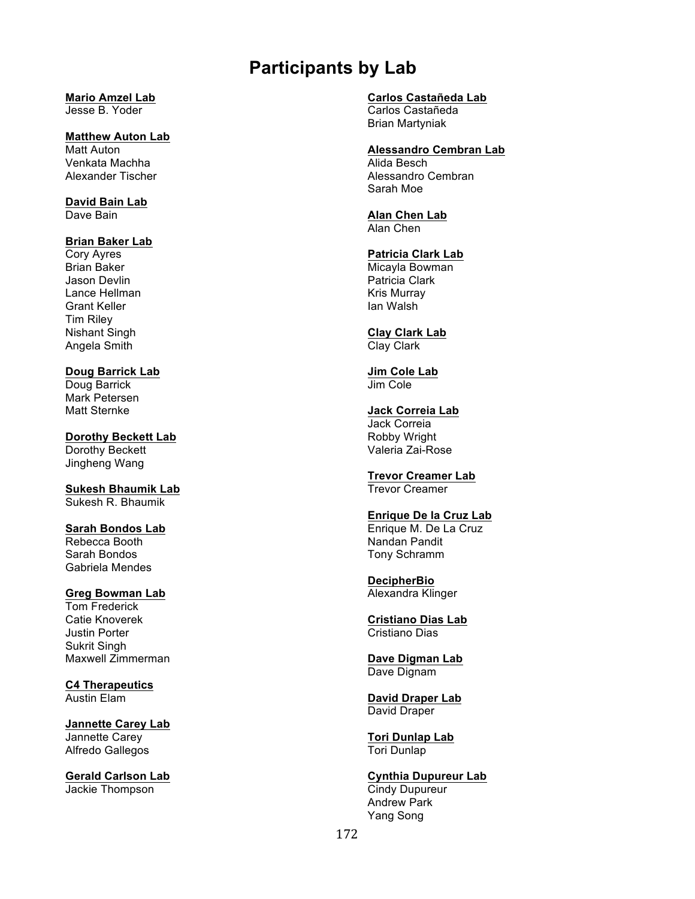# Participants by Lab

**Mario Amzel Lab**
Jesse B. Yoder

**Matthew Auton Lab**
Matt Auton
Venkata Machha
Alexander Tischer

**David Bain Lab**
Dave Bain

**Brian Baker Lab**
Cory Ayres
Brian Baker
Jason Devlin
Lance Hellman
Grant Keller
Tim Riley
Nishant Singh
Angela Smith

**Doug Barrick Lab**
Doug Barrick
Mark Petersen
Matt Sternke

**Dorothy Beckett Lab**
Dorothy Beckett
Jingheng Wang

**Sukesh Bhaumik Lab**
Sukesh R. Bhaumik

**Sarah Bondos Lab**
Rebecca Booth
Sarah Bondos
Gabriela Mendes

**Greg Bowman Lab**
Tom Frederick
Catie Knoverek
Justin Porter
Sukrit Singh
Maxwell Zimmerman

**C4 Therapeutics**
Austin Elam

**Jannette Carey Lab**
Jannette Carey
Alfredo Gallegos

**Gerald Carlson Lab**
Jackie Thompson

**Carlos Castañeda Lab**
Carlos Castañeda
Brian Martyniak

**Alessandro Cembran Lab**
Alida Besch
Alessandro Cembran
Sarah Moe

**Alan Chen Lab**
Alan Chen

**Patricia Clark Lab**
Micayla Bowman
Patricia Clark
Kris Murray
Ian Walsh

**Clay Clark Lab**
Clay Clark

**Jim Cole Lab**
Jim Cole

**Jack Correia Lab**
Jack Correia
Robby Wright
Valeria Zai-Rose

**Trevor Creamer Lab**
Trevor Creamer

**Enrique De la Cruz Lab**
Enrique M. De La Cruz
Nandan Pandit
Tony Schramm

**DecipherBio**
Alexandra Klinger

**Cristiano Dias Lab**
Cristiano Dias

**Dave Digman Lab**
Dave Dignam

**David Draper Lab**
David Draper

**Tori Dunlap Lab**
Tori Dunlap

**Cynthia Dupureur Lab**
Cindy Dupureur
Andrew Park
Yang Song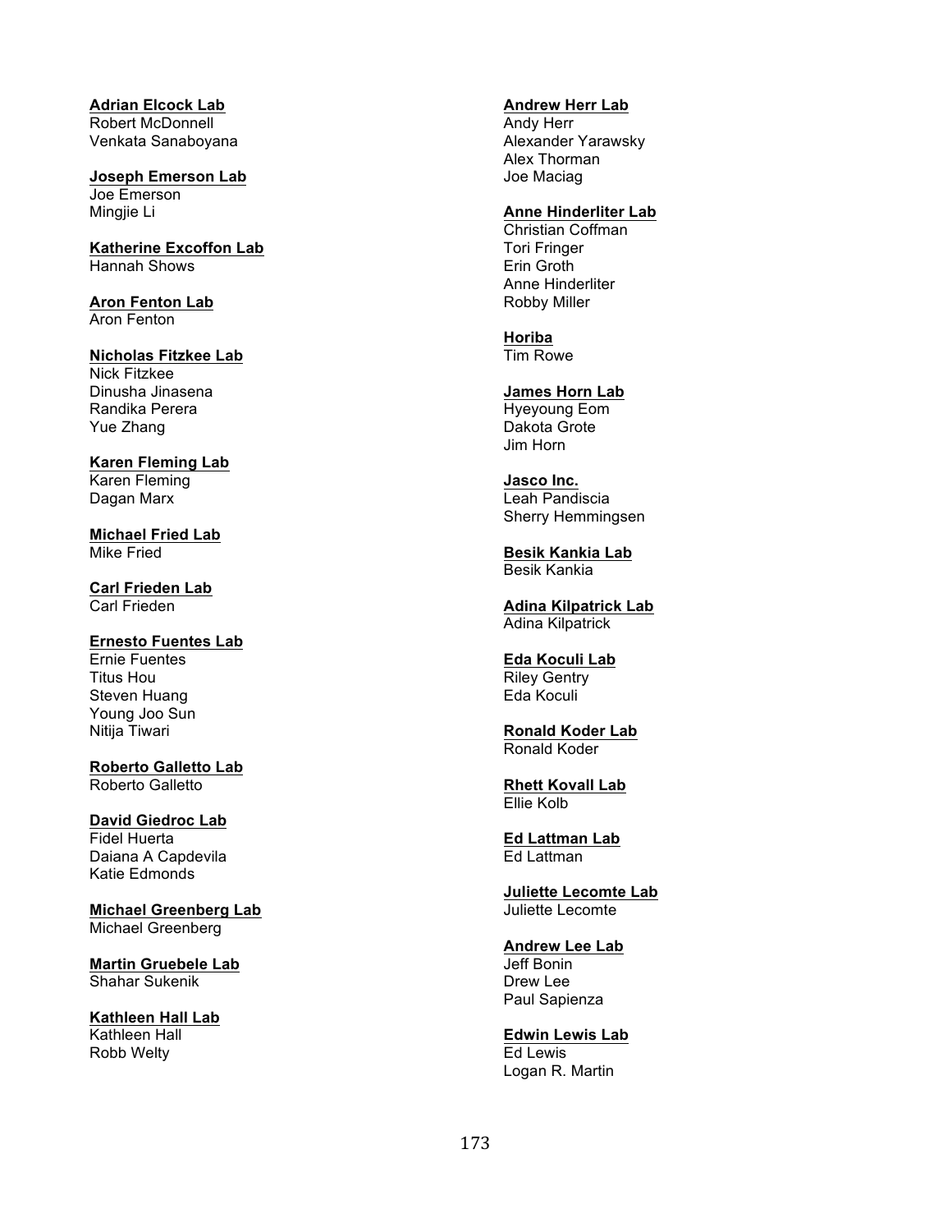**Adrian Elcock Lab**
Robert McDonnell
Venkata Sanaboyana

**Joseph Emerson Lab**
Joe Emerson
Mingjie Li

**Katherine Excoffon Lab**
Hannah Shows

**Aron Fenton Lab**
Aron Fenton

**Nicholas Fitzkee Lab**
Nick Fitzkee
Dinusha Jinasena
Randika Perera
Yue Zhang

**Karen Fleming Lab**
Karen Fleming
Dagan Marx

**Michael Fried Lab**
Mike Fried

**Carl Frieden Lab**
Carl Frieden

**Ernesto Fuentes Lab**
Ernie Fuentes
Titus Hou
Steven Huang
Young Joo Sun
Nitija Tiwari

**Roberto Galletto Lab**
Roberto Galletto

**David Giedroc Lab**
Fidel Huerta
Daiana A Capdevila
Katie Edmonds

**Michael Greenberg Lab**
Michael Greenberg

**Martin Gruebele Lab**
Shahar Sukenik

**Kathleen Hall Lab**
Kathleen Hall
Robb Welty

**Andrew Herr Lab**
Andy Herr
Alexander Yarawsky
Alex Thorman
Joe Maciag

**Anne Hinderliter Lab**
Christian Coffman
Tori Fringer
Erin Groth
Anne Hinderliter
Robby Miller

**Horiba**
Tim Rowe

**James Horn Lab**
Hyeyoung Eom
Dakota Grote
Jim Horn

**Jasco Inc.**
Leah Pandiscia
Sherry Hemmingsen

**Besik Kankia Lab**
Besik Kankia

**Adina Kilpatrick Lab**
Adina Kilpatrick

**Eda Koculi Lab**
Riley Gentry
Eda Koculi

**Ronald Koder Lab**
Ronald Koder

**Rhett Kovall Lab**
Ellie Kolb

**Ed Lattman Lab**
Ed Lattman

**Juliette Lecomte Lab**
Juliette Lecomte

**Andrew Lee Lab**
Jeff Bonin
Drew Lee
Paul Sapienza

**Edwin Lewis Lab**
Ed Lewis
Logan R. Martin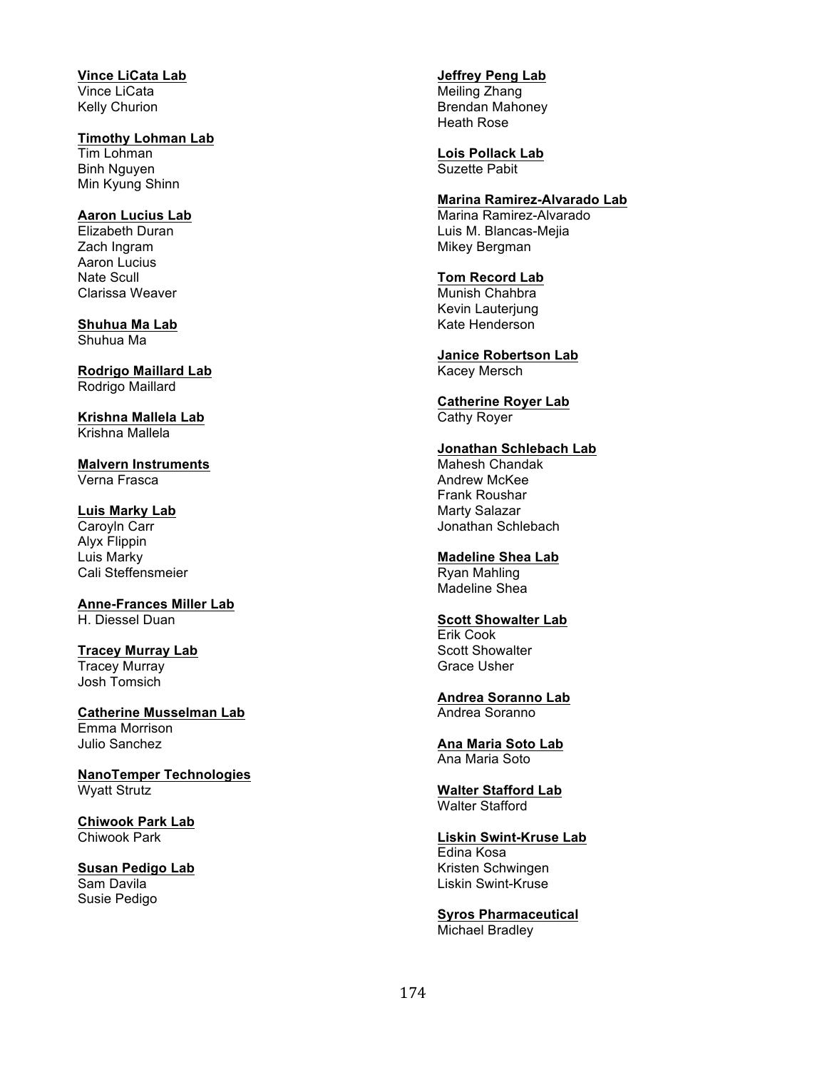**Vince LiCata Lab**
Vince LiCata
Kelly Churion

**Timothy Lohman Lab**
Tim Lohman
Binh Nguyen
Min Kyung Shinn

**Aaron Lucius Lab**
Elizabeth Duran
Zach Ingram
Aaron Lucius
Nate Scull
Clarissa Weaver

**Shuhua Ma Lab**
Shuhua Ma

**Rodrigo Maillard Lab**
Rodrigo Maillard

**Krishna Mallela Lab**
Krishna Mallela

**Malvern Instruments**
Verna Frasca

**Luis Marky Lab**
Caroyln Carr
Alyx Flippin
Luis Marky
Cali Steffensmeier

**Anne-Frances Miller Lab**
H. Diessel Duan

**Tracey Murray Lab**
Tracey Murray
Josh Tomsich

**Catherine Musselman Lab**
Emma Morrison
Julio Sanchez

**NanoTemper Technologies**
Wyatt Strutz

**Chiwook Park Lab**
Chiwook Park

**Susan Pedigo Lab**
Sam Davila
Susie Pedigo

**Jeffrey Peng Lab**
Meiling Zhang
Brendan Mahoney
Heath Rose

**Lois Pollack Lab**
Suzette Pabit

**Marina Ramirez-Alvarado Lab**
Marina Ramirez-Alvarado
Luis M. Blancas-Mejia
Mikey Bergman

**Tom Record Lab**
Munish Chahbra
Kevin Lauterjung
Kate Henderson

**Janice Robertson Lab**
Kacey Mersch

**Catherine Royer Lab**
Cathy Royer

**Jonathan Schlebach Lab**
Mahesh Chandak
Andrew McKee
Frank Roushar
Marty Salazar
Jonathan Schlebach

**Madeline Shea Lab**
Ryan Mahling
Madeline Shea

**Scott Showalter Lab**
Erik Cook
Scott Showalter
Grace Usher

**Andrea Soranno Lab**
Andrea Soranno

**Ana Maria Soto Lab**
Ana Maria Soto

**Walter Stafford Lab**
Walter Stafford

**Liskin Swint-Kruse Lab**
Edina Kosa
Kristen Schwingen
Liskin Swint-Kruse

**Syros Pharmaceutical**
Michael Bradley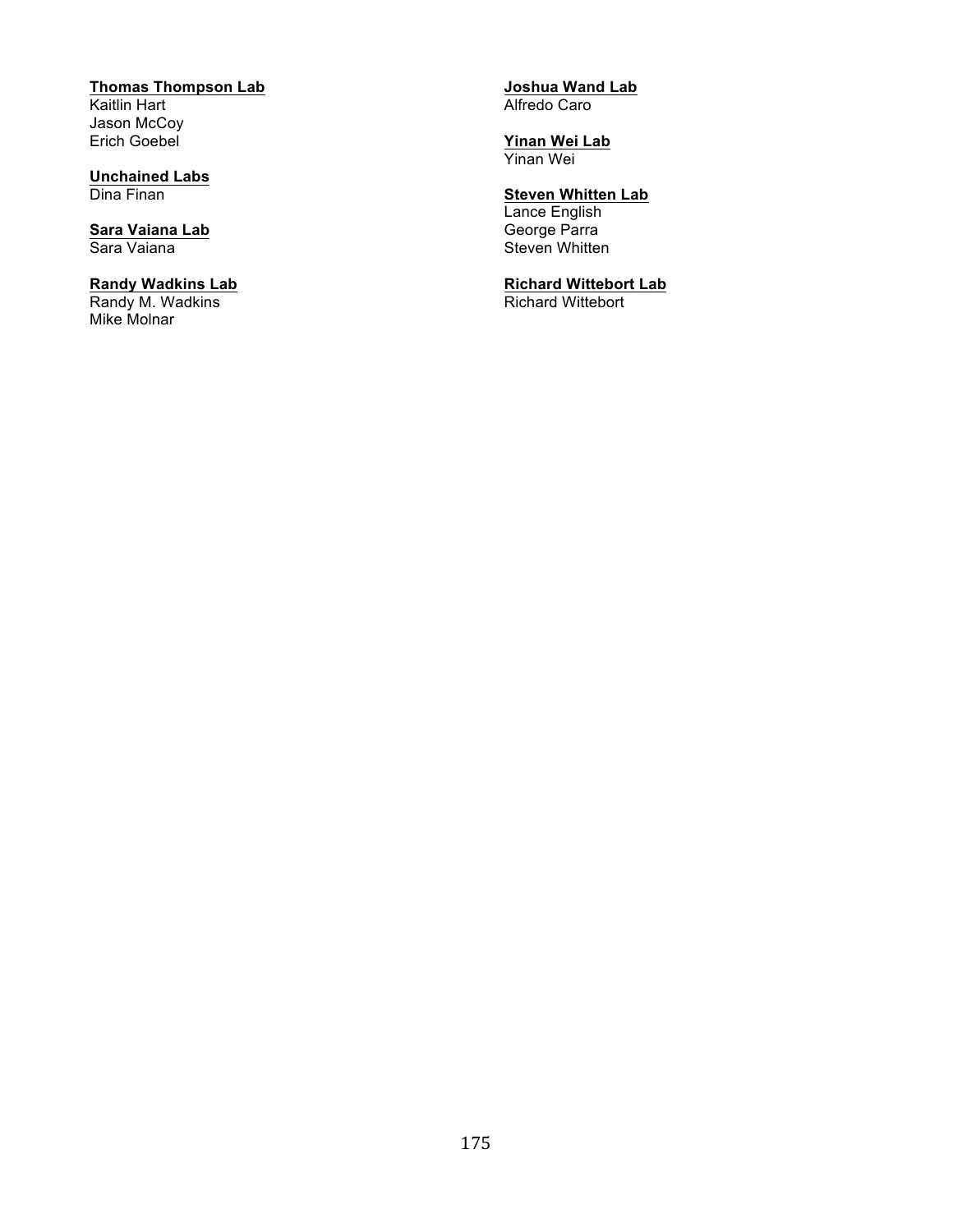**Thomas Thompson Lab**
Kaitlin Hart
Jason McCoy
Erich Goebel

**Unchained Labs**
Dina Finan

**Sara Vaiana Lab**
Sara Vaiana

**Randy Wadkins Lab**
Randy M. Wadkins
Mike Molnar

**Joshua Wand Lab**
Alfredo Caro

**Yinan Wei Lab**
Yinan Wei

**Steven Whitten Lab**
Lance English
George Parra
Steven Whitten

**Richard Wittebort Lab**
Richard Wittebort